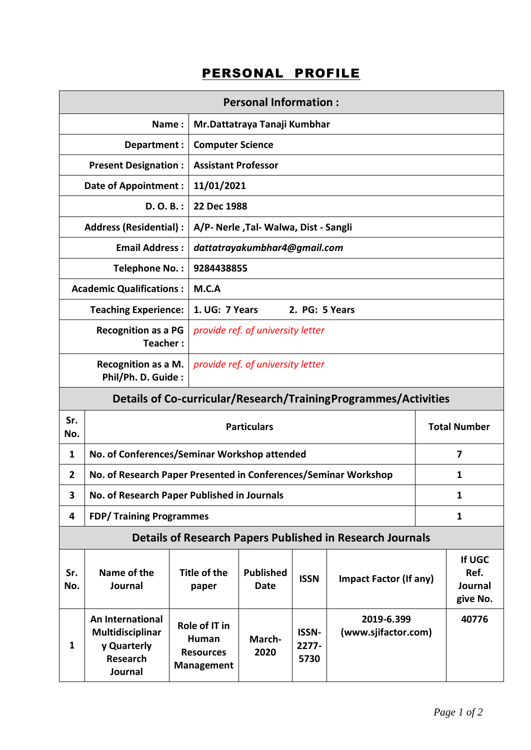# PERSONAL PROFILE

| Personal Information : | |
|---|---|
| Name : | Mr.Dattatraya Tanaji Kumbhar |
| Department : | Computer Science |
| Present Designation : | Assistant Professor |
| Date of Appointment : | 11/01/2021 |
| D. O. B. : | 22 Dec 1988 |
| Address (Residential) : | A/P- Nerle ,Tal- Walwa, Dist - Sangli |
| Email Address : | *dattatrayakumbhar4@gmail.com* |
| Telephone No. : | 9284438855 |
| Academic Qualifications : | M.C.A |
| Teaching Experience: | 1. UG: 7 Years 2. PG: 5 Years |
| Recognition as a PG Teacher : | *provide ref. of university letter* |
| Recognition as a M. Phil/Ph. D. Guide : | *provide ref. of university letter* |

## Details of Co-curricular/Research/TrainingProgrammes/Activities

| Sr. No. | Particulars | Total Number |
|---|---|---|
| 1 | No. of Conferences/Seminar Workshop attended | 7 |
| 2 | No. of Research Paper Presented in Conferences/Seminar Workshop | 1 |
| 3 | No. of Research Paper Published in Journals | 1 |
| 4 | FDP/ Training Programmes | 1 |

## Details of Research Papers Published in Research Journals

| Sr. No. | Name of the Journal | Title of the paper | Published Date | ISSN | Impact Factor (If any) | If UGC Ref. Journal give No. |
|---|---|---|---|---|---|---|
| 1 | An International Multidisciplinary Quarterly Research Journal | Role of IT in Human Resources Management | March-2020 | ISSN-2277-5730 | 2019-6.399 (www.sjifactor.com) | 40776 |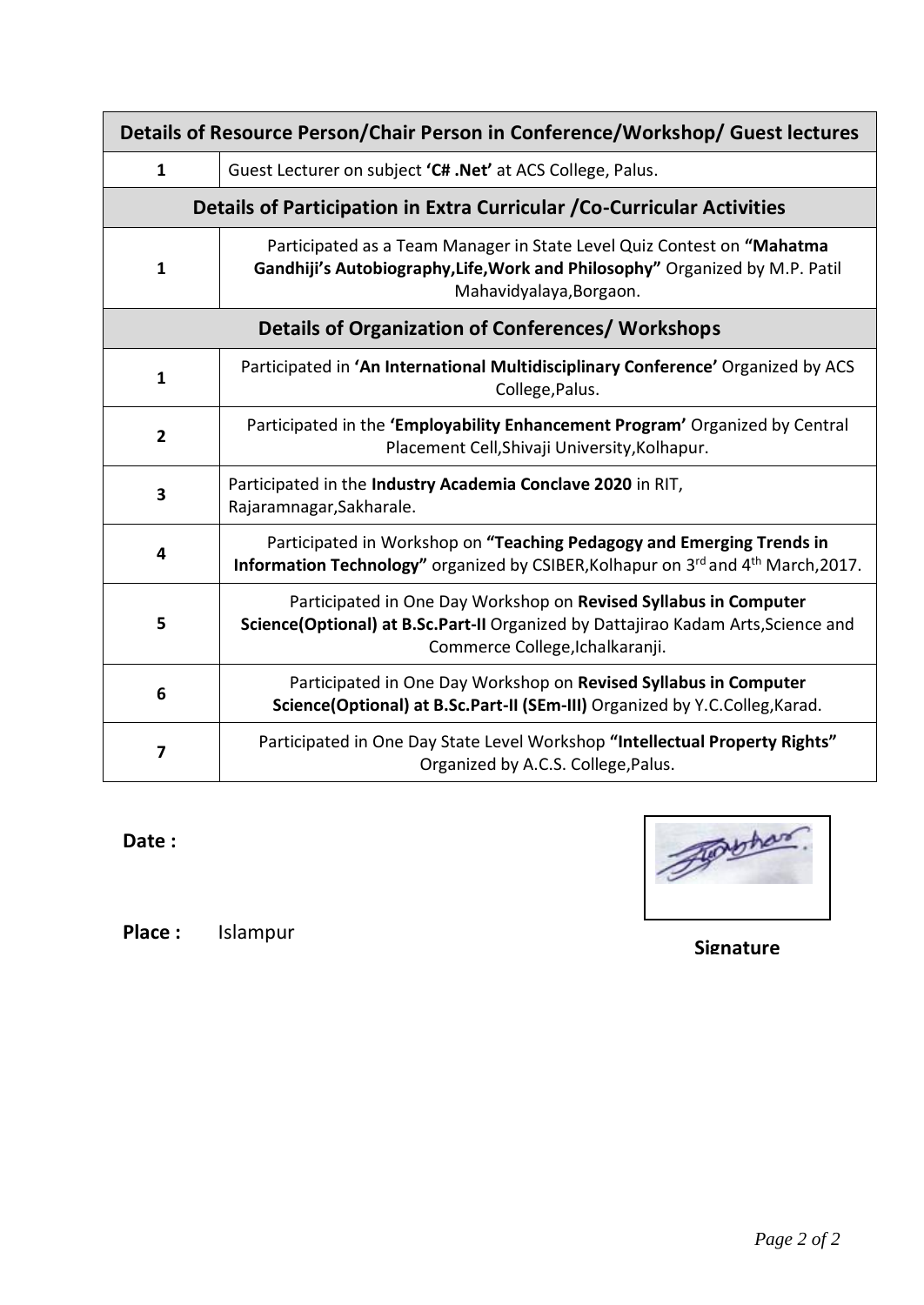| Details of Resource Person/Chair Person in Conference/Workshop/ Guest lectures | |
|---|---|
| 1 | Guest Lecturer on subject **'C# .Net'** at ACS College, Palus. |

| Details of Participation in Extra Curricular /Co-Curricular Activities | |
|---|---|
| 1 | Participated as a Team Manager in State Level Quiz Contest on **"Mahatma Gandhiji's Autobiography,Life,Work and Philosophy"** Organized by M.P. Patil Mahavidyalaya,Borgaon. |

| Details of Organization of Conferences/ Workshops | |
|---|---|
| 1 | Participated in **'An International Multidisciplinary Conference'** Organized by ACS College,Palus. |
| 2 | Participated in the **'Employability Enhancement Program'** Organized by Central Placement Cell,Shivaji University,Kolhapur. |
| 3 | Participated in the **Industry Academia Conclave 2020** in RIT, Rajaramnagar,Sakharale. |
| 4 | Participated in Workshop on **"Teaching Pedagogy and Emerging Trends in Information Technology"** organized by CSIBER,Kolhapur on 3rd and 4th March,2017. |
| 5 | Participated in One Day Workshop on **Revised Syllabus in Computer Science(Optional) at B.Sc.Part-II** Organized by Dattajirao Kadam Arts,Science and Commerce College,Ichalkaranji. |
| 6 | Participated in One Day Workshop on **Revised Syllabus in Computer Science(Optional) at B.Sc.Part-II (SEm-III)** Organized by Y.C.Colleg,Karad. |
| 7 | Participated in One Day State Level Workshop **"Intellectual Property Rights"** Organized by A.C.S. College,Palus. |

**Date :**

**Place :** Islampur

**Signature**